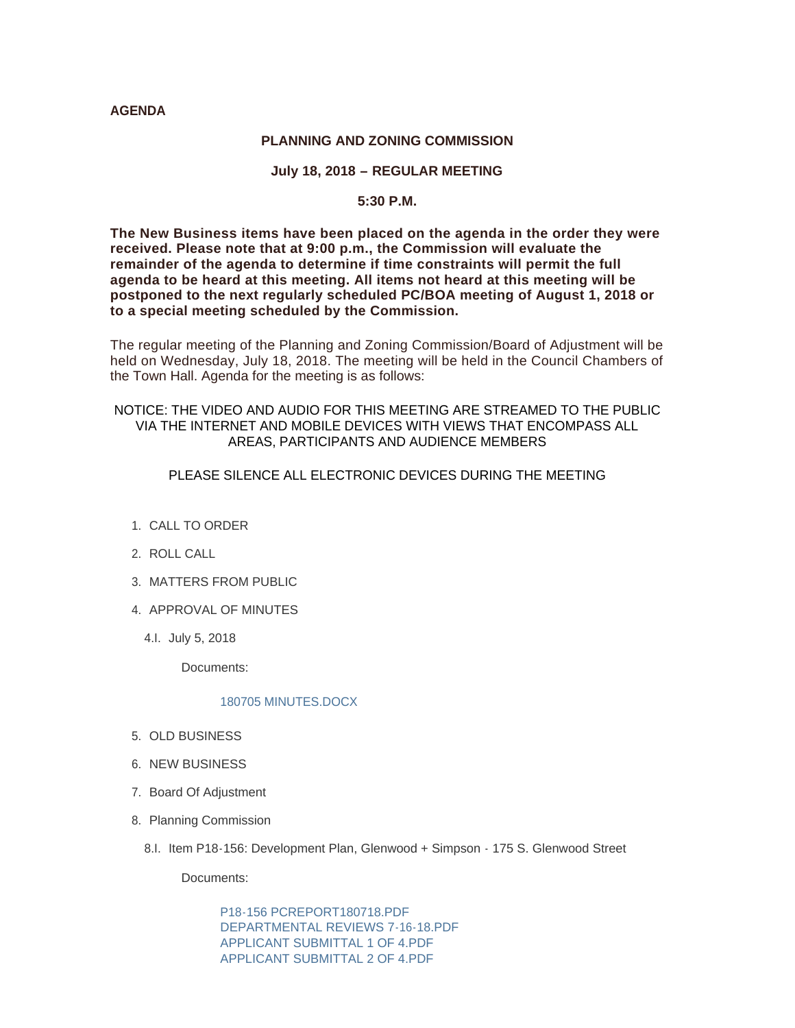**AGENDA**

## PLANNING AND ZONING COMMISSION

### July 18, 2018 – REGULAR MEETING

### 5:30 P.M.

**The New Business items have been placed on the agenda in the order they were received. Please note that at 9:00 p.m., the Commission will evaluate the remainder of the agenda to determine if time constraints will permit the full agenda to be heard at this meeting. All items not heard at this meeting will be postponed to the next regularly scheduled PC/BOA meeting of August 1, 2018 or to a special meeting scheduled by the Commission.**

The regular meeting of the Planning and Zoning Commission/Board of Adjustment will be held on Wednesday, July 18, 2018. The meeting will be held in the Council Chambers of the Town Hall. Agenda for the meeting is as follows:

NOTICE: THE VIDEO AND AUDIO FOR THIS MEETING ARE STREAMED TO THE PUBLIC VIA THE INTERNET AND MOBILE DEVICES WITH VIEWS THAT ENCOMPASS ALL AREAS, PARTICIPANTS AND AUDIENCE MEMBERS

PLEASE SILENCE ALL ELECTRONIC DEVICES DURING THE MEETING

1. CALL TO ORDER
2. ROLL CALL
3. MATTERS FROM PUBLIC
4. APPROVAL OF MINUTES
   - 4.I. July 5, 2018

     Documents:

     180705 MINUTES.DOCX
5. OLD BUSINESS
6. NEW BUSINESS
7. Board Of Adjustment
8. Planning Commission
   - 8.I. Item P18-156: Development Plan, Glenwood + Simpson - 175 S. Glenwood Street

     Documents:

     P18-156 PCREPORT180718.PDF
     DEPARTMENTAL REVIEWS 7-16-18.PDF
     APPLICANT SUBMITTAL 1 OF 4.PDF
     APPLICANT SUBMITTAL 2 OF 4.PDF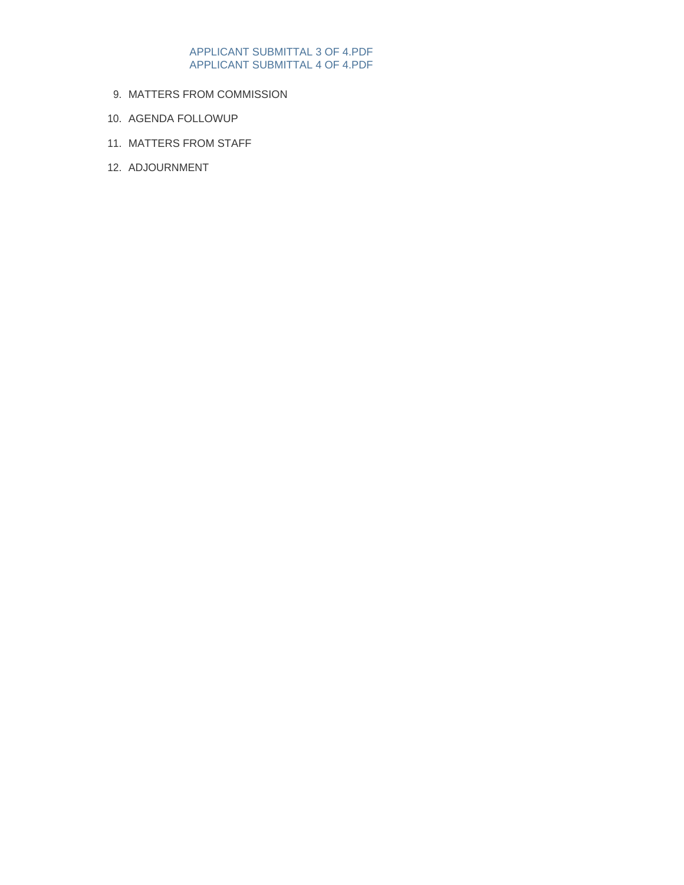APPLICANT SUBMITTAL 3 OF 4.PDF
APPLICANT SUBMITTAL 4 OF 4.PDF

9. MATTERS FROM COMMISSION
10. AGENDA FOLLOWUP
11. MATTERS FROM STAFF
12. ADJOURNMENT